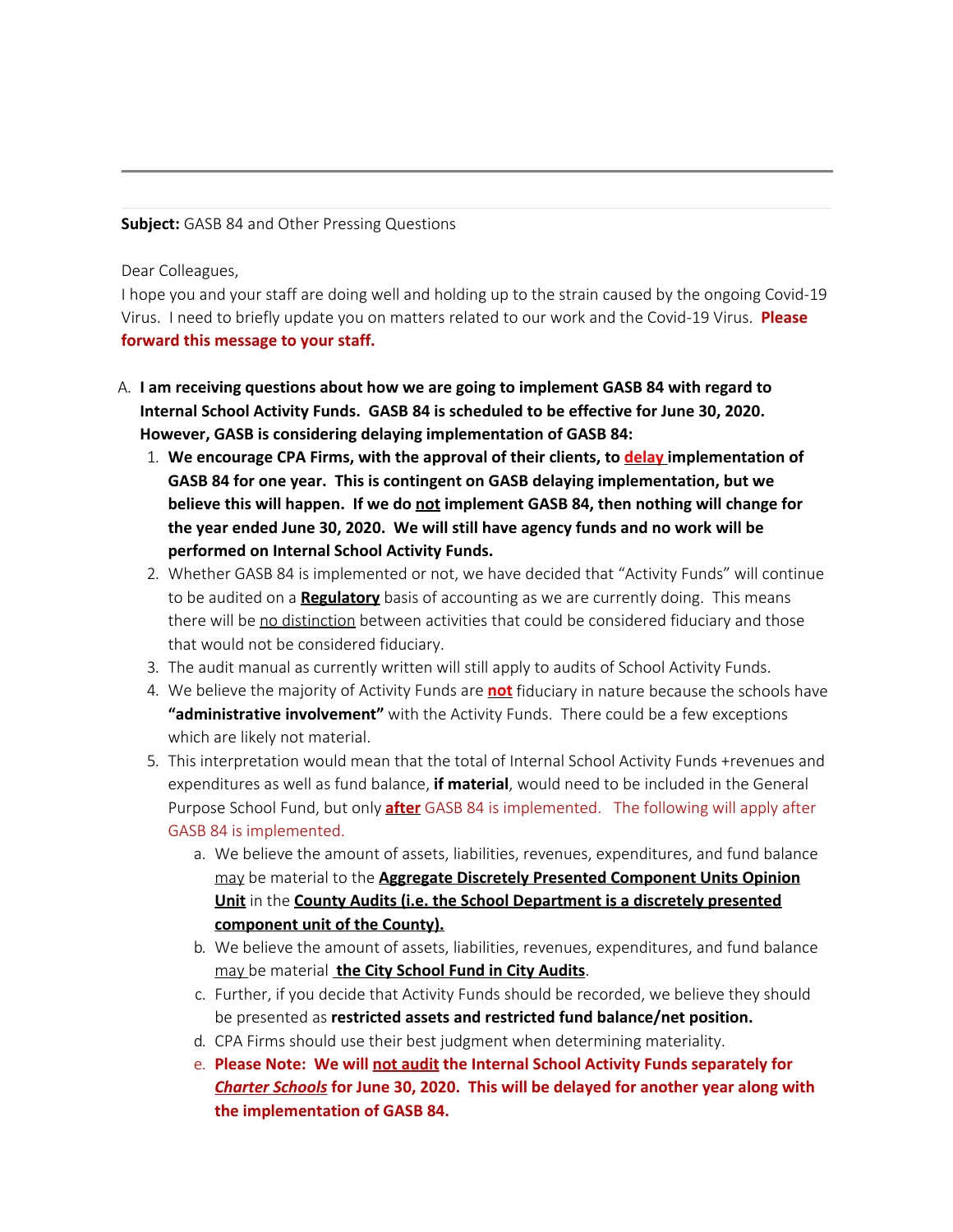**Subject:** GASB 84 and Other Pressing Questions

Dear Colleagues,
I hope you and your staff are doing well and holding up to the strain caused by the ongoing Covid-19 Virus. I need to briefly update you on matters related to our work and the Covid-19 Virus. **Please forward this message to your staff.**

A. **I am receiving questions about how we are going to implement GASB 84 with regard to Internal School Activity Funds. GASB 84 is scheduled to be effective for June 30, 2020. However, GASB is considering delaying implementation of GASB 84:**
   1. **We encourage CPA Firms, with the approval of their clients, to delay implementation of GASB 84 for one year. This is contingent on GASB delaying implementation, but we believe this will happen. If we do not implement GASB 84, then nothing will change for the year ended June 30, 2020. We will still have agency funds and no work will be performed on Internal School Activity Funds.**
   2. Whether GASB 84 is implemented or not, we have decided that "Activity Funds" will continue to be audited on a **Regulatory** basis of accounting as we are currently doing. This means there will be no distinction between activities that could be considered fiduciary and those that would not be considered fiduciary.
   3. The audit manual as currently written will still apply to audits of School Activity Funds.
   4. We believe the majority of Activity Funds are **not** fiduciary in nature because the schools have **"administrative involvement"** with the Activity Funds. There could be a few exceptions which are likely not material.
   5. This interpretation would mean that the total of Internal School Activity Funds +revenues and expenditures as well as fund balance, **if material**, would need to be included in the General Purpose School Fund, but only **after** GASB 84 is implemented. The following will apply after GASB 84 is implemented.
      a. We believe the amount of assets, liabilities, revenues, expenditures, and fund balance may be material to the **Aggregate Discretely Presented Component Units Opinion Unit** in the **County Audits (i.e. the School Department is a discretely presented component unit of the County).**
      b. We believe the amount of assets, liabilities, revenues, expenditures, and fund balance may be material **the City School Fund in City Audits**.
      c. Further, if you decide that Activity Funds should be recorded, we believe they should be presented as **restricted assets and restricted fund balance/net position.**
      d. CPA Firms should use their best judgment when determining materiality.
      e. **Please Note: We will not audit the Internal School Activity Funds separately for *Charter Schools* for June 30, 2020. This will be delayed for another year along with the implementation of GASB 84.**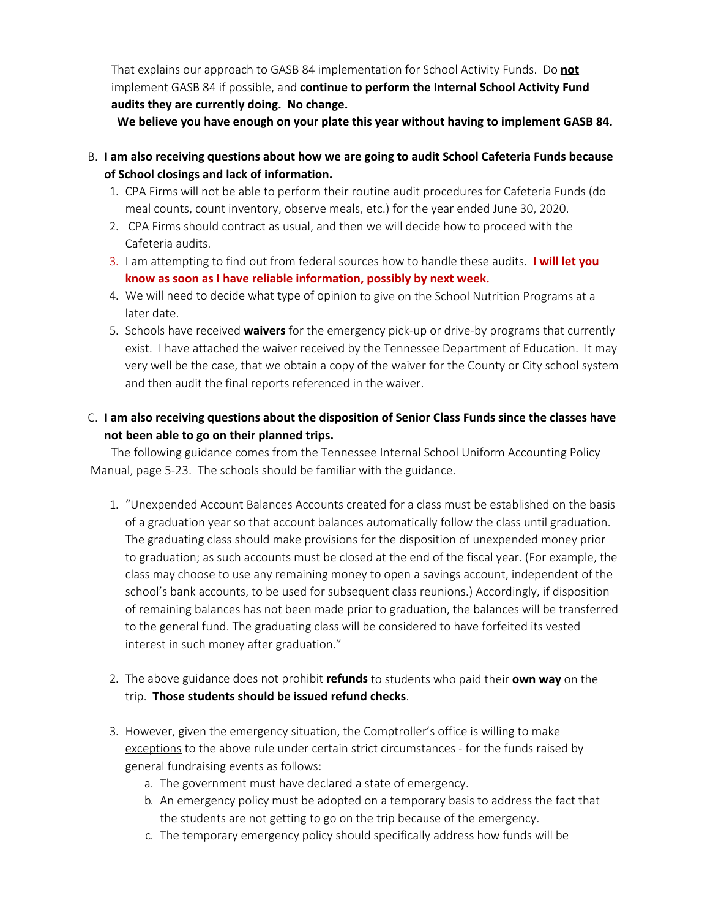That explains our approach to GASB 84 implementation for School Activity Funds. Do **not** implement GASB 84 if possible, and **continue to perform the Internal School Activity Fund audits they are currently doing. No change.**

**We believe you have enough on your plate this year without having to implement GASB 84.**

B. **I am also receiving questions about how we are going to audit School Cafeteria Funds because of School closings and lack of information.**

1. CPA Firms will not be able to perform their routine audit procedures for Cafeteria Funds (do meal counts, count inventory, observe meals, etc.) for the year ended June 30, 2020.
2. CPA Firms should contract as usual, and then we will decide how to proceed with the Cafeteria audits.
3. I am attempting to find out from federal sources how to handle these audits. **I will let you know as soon as I have reliable information, possibly by next week.**
4. We will need to decide what type of opinion to give on the School Nutrition Programs at a later date.
5. Schools have received **waivers** for the emergency pick-up or drive-by programs that currently exist. I have attached the waiver received by the Tennessee Department of Education. It may very well be the case, that we obtain a copy of the waiver for the County or City school system and then audit the final reports referenced in the waiver.

C. **I am also receiving questions about the disposition of Senior Class Funds since the classes have not been able to go on their planned trips.**

The following guidance comes from the Tennessee Internal School Uniform Accounting Policy Manual, page 5-23. The schools should be familiar with the guidance.

1. "Unexpended Account Balances Accounts created for a class must be established on the basis of a graduation year so that account balances automatically follow the class until graduation. The graduating class should make provisions for the disposition of unexpended money prior to graduation; as such accounts must be closed at the end of the fiscal year. (For example, the class may choose to use any remaining money to open a savings account, independent of the school's bank accounts, to be used for subsequent class reunions.) Accordingly, if disposition of remaining balances has not been made prior to graduation, the balances will be transferred to the general fund. The graduating class will be considered to have forfeited its vested interest in such money after graduation."

2. The above guidance does not prohibit **refunds** to students who paid their **own way** on the trip. **Those students should be issued refund checks**.

3. However, given the emergency situation, the Comptroller's office is willing to make exceptions to the above rule under certain strict circumstances - for the funds raised by general fundraising events as follows:
   a. The government must have declared a state of emergency.
   b. An emergency policy must be adopted on a temporary basis to address the fact that the students are not getting to go on the trip because of the emergency.
   c. The temporary emergency policy should specifically address how funds will be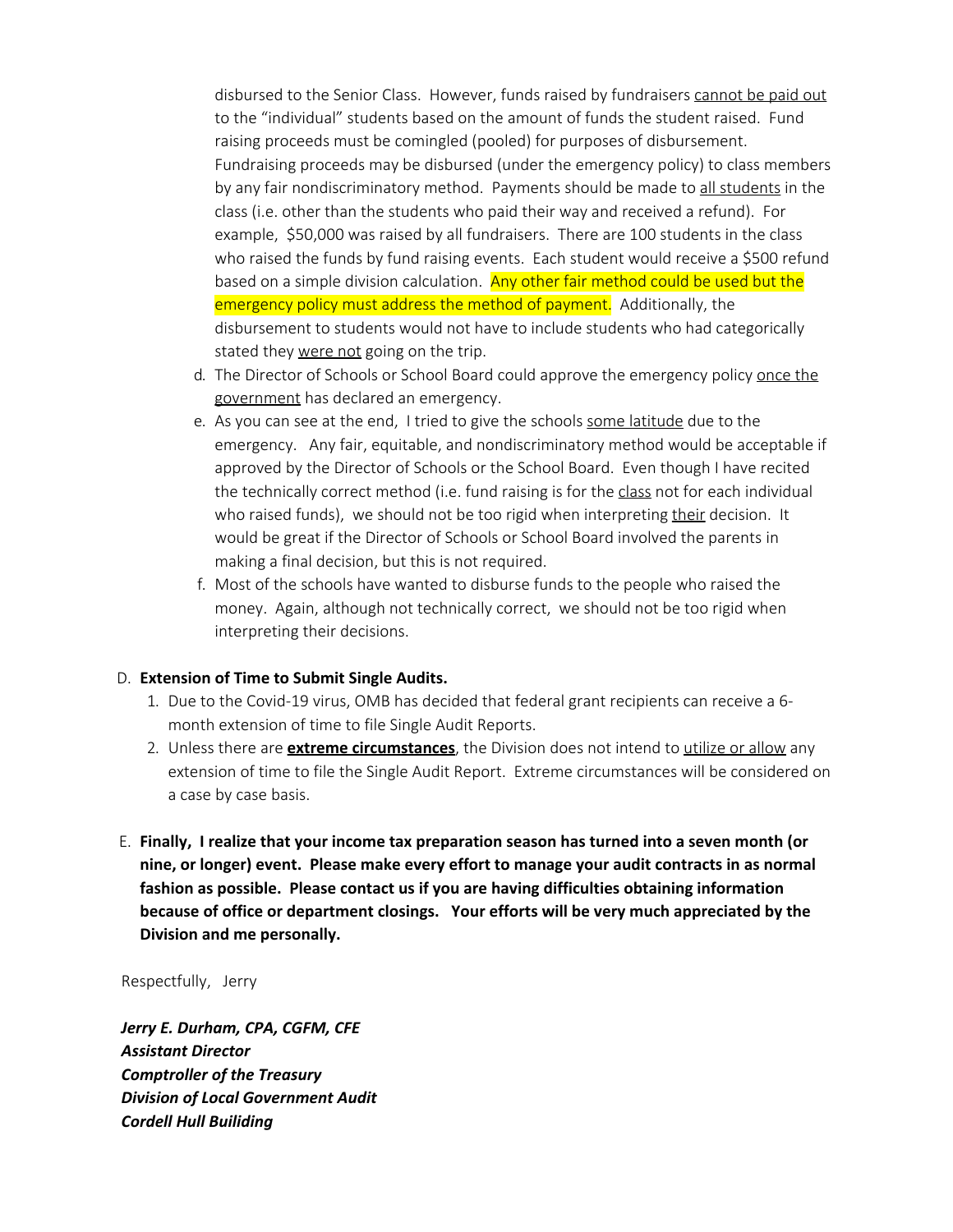disbursed to the Senior Class. However, funds raised by fundraisers <u>cannot be paid out</u> to the "individual" students based on the amount of funds the student raised. Fund raising proceeds must be comingled (pooled) for purposes of disbursement. Fundraising proceeds may be disbursed (under the emergency policy) to class members by any fair nondiscriminatory method. Payments should be made to <u>all students</u> in the class (i.e. other than the students who paid their way and received a refund). For example, $50,000 was raised by all fundraisers. There are 100 students in the class who raised the funds by fund raising events. Each student would receive a $500 refund based on a simple division calculation. ==Any other fair method could be used but the emergency policy must address the method of payment.== Additionally, the disbursement to students would not have to include students who had categorically stated they <u>were not</u> going on the trip.

d. The Director of Schools or School Board could approve the emergency policy <u>once the government</u> has declared an emergency.

e. As you can see at the end, I tried to give the schools <u>some latitude</u> due to the emergency. Any fair, equitable, and nondiscriminatory method would be acceptable if approved by the Director of Schools or the School Board. Even though I have recited the technically correct method (i.e. fund raising is for the <u>class</u> not for each individual who raised funds), we should not be too rigid when interpreting <u>their</u> decision. It would be great if the Director of Schools or School Board involved the parents in making a final decision, but this is not required.

f. Most of the schools have wanted to disburse funds to the people who raised the money. Again, although not technically correct, we should not be too rigid when interpreting their decisions.

D. **Extension of Time to Submit Single Audits.**

1. Due to the Covid-19 virus, OMB has decided that federal grant recipients can receive a 6-month extension of time to file Single Audit Reports.
2. Unless there are **<u>extreme circumstances</u>**, the Division does not intend to <u>utilize or allow</u> any extension of time to file the Single Audit Report. Extreme circumstances will be considered on a case by case basis.

E. **Finally, I realize that your income tax preparation season has turned into a seven month (or nine, or longer) event. Please make every effort to manage your audit contracts in as normal fashion as possible. Please contact us if you are having difficulties obtaining information because of office or department closings. Your efforts will be very much appreciated by the Division and me personally.**

Respectfully, Jerry

***Jerry E. Durham, CPA, CGFM, CFE***
***Assistant Director***
***Comptroller of the Treasury***
***Division of Local Government Audit***
***Cordell Hull Builiding***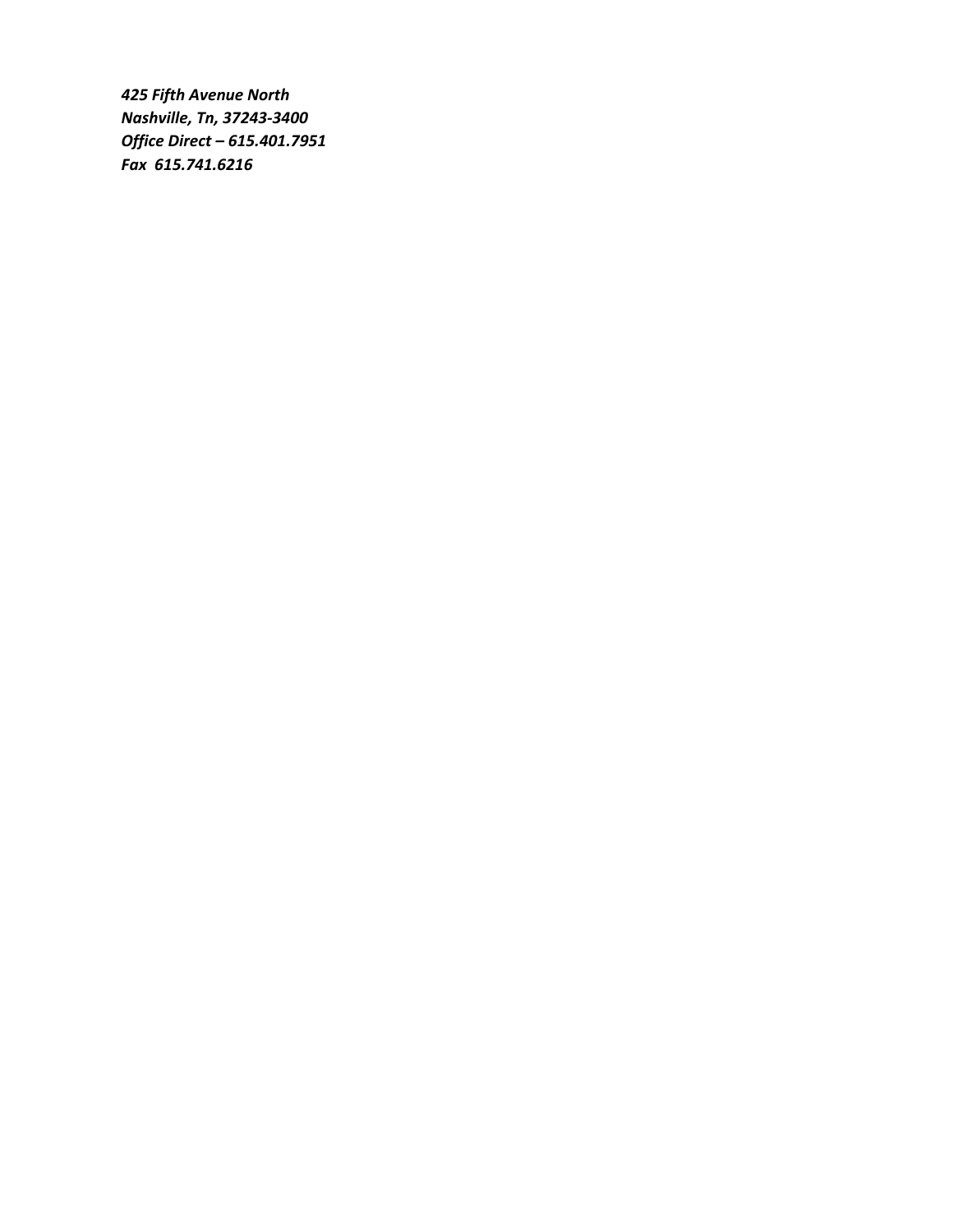*425 Fifth Avenue North*
*Nashville, Tn, 37243-3400*
*Office Direct – 615.401.7951*
*Fax 615.741.6216*